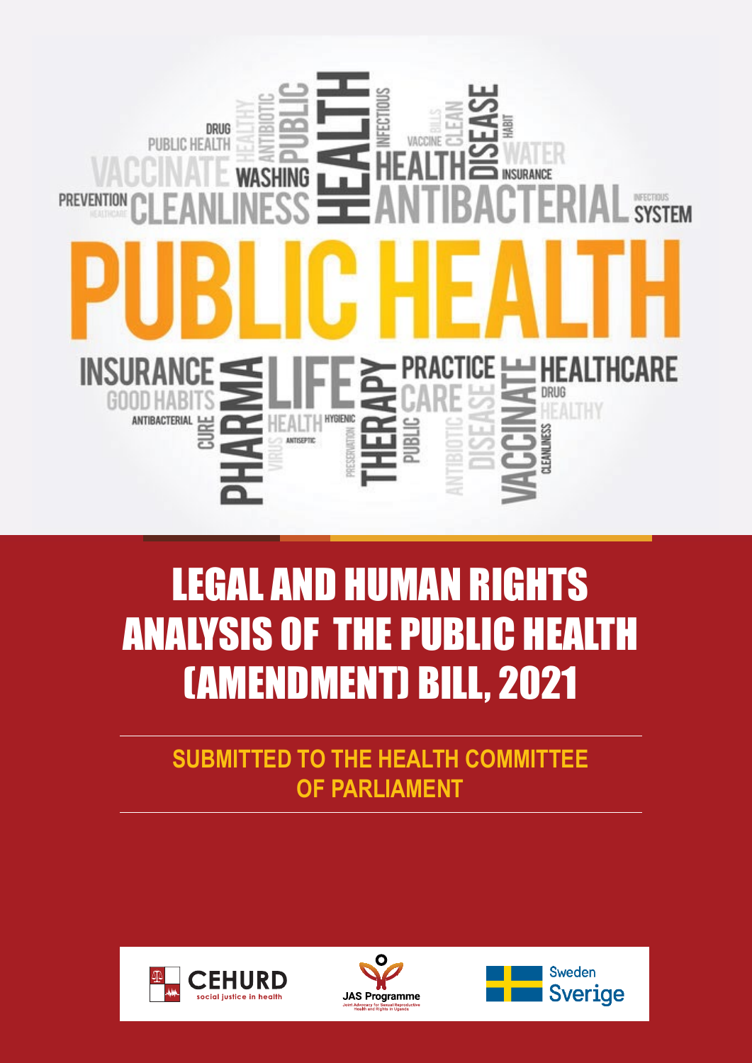# LEGAL AND HUMAN RIGHTS ANALYSIS OF THE PUBLIC HEALTH (AMENDMENT) BILL, 2021

**SUBMITTED TO THE HEALTH COMMITTEE OF PARLIAMENT**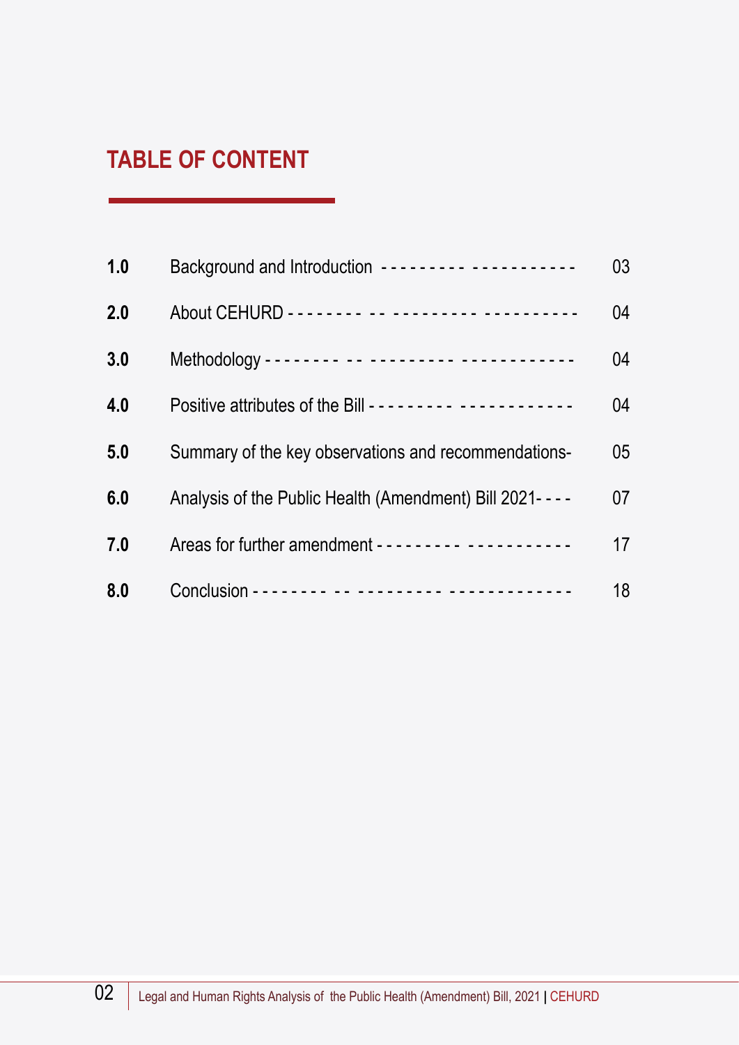## TABLE OF CONTENT

| | | |
|---|---|---|
| **1.0** | Background and Introduction | 03 |
| **2.0** | About CEHURD | 04 |
| **3.0** | Methodology | 04 |
| **4.0** | Positive attributes of the Bill | 04 |
| **5.0** | Summary of the key observations and recommendations | 05 |
| **6.0** | Analysis of the Public Health (Amendment) Bill 2021 | 07 |
| **7.0** | Areas for further amendment | 17 |
| **8.0** | Conclusion | 18 |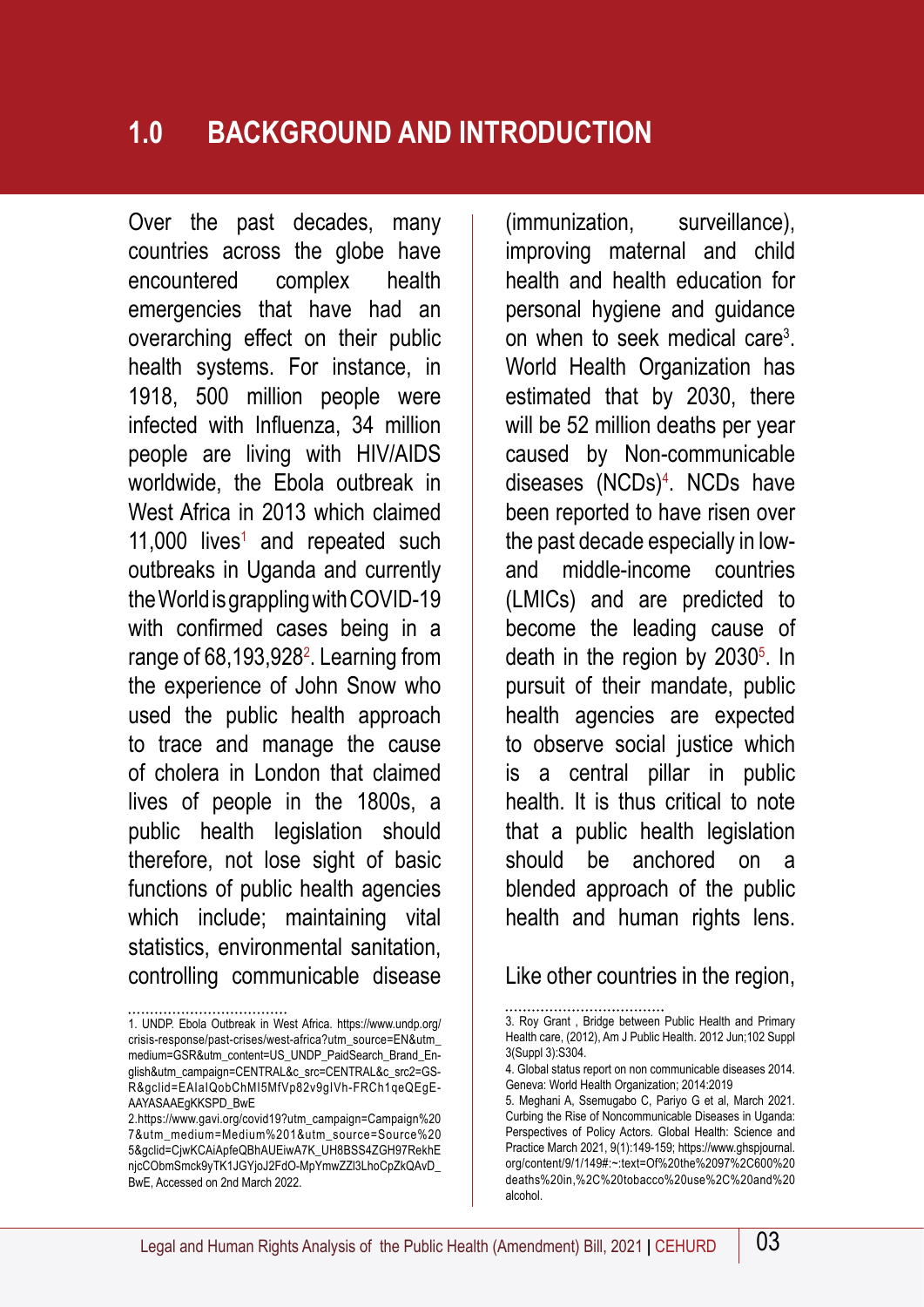# 1.0 BACKGROUND AND INTRODUCTION

Over the past decades, many countries across the globe have encountered complex health emergencies that have had an overarching effect on their public health systems. For instance, in 1918, 500 million people were infected with Influenza, 34 million people are living with HIV/AIDS worldwide, the Ebola outbreak in West Africa in 2013 which claimed 11,000 lives[1] and repeated such outbreaks in Uganda and currently the World is grappling with COVID-19 with confirmed cases being in a range of 68,193,928[2]. Learning from the experience of John Snow who used the public health approach to trace and manage the cause of cholera in London that claimed lives of people in the 1800s, a public health legislation should therefore, not lose sight of basic functions of public health agencies which include; maintaining vital statistics, environmental sanitation, controlling communicable disease (immunization, surveillance), improving maternal and child health and health education for personal hygiene and guidance on when to seek medical care[3]. World Health Organization has estimated that by 2030, there will be 52 million deaths per year caused by Non-communicable diseases (NCDs)[4]. NCDs have been reported to have risen over the past decade especially in low- and middle-income countries (LMICs) and are predicted to become the leading cause of death in the region by 2030[5]. In pursuit of their mandate, public health agencies are expected to observe social justice which is a central pillar in public health. It is thus critical to note that a public health legislation should be anchored on a blended approach of the public health and human rights lens.

Like other countries in the region,

---

1. UNDP. Ebola Outbreak in West Africa. https://www.undp.org/crisis-response/past-crises/west-africa?utm_source=EN&utm_medium=GSR&utm_content=US_UNDP_PaidSearch_Brand_English&utm_campaign=CENTRAL&c_src=CENTRAL&c_src2=GSR&gclid=EAIaIQobChMI5MfVp82v9gIVh-FRCh1qeQEgEAAYASAAEgKKSPD_BwE

2. https://www.gavi.org/covid19?utm_campaign=Campaign%207&utm_medium=Medium%201&utm_source=Source%205&gclid=CjwKCAiApfeQBhAUEiwA7K_UH8BSS4ZGH97RekhEnjcCObmSmck9yTK1JGYjoJ2FdO-MpYmwZZI3LhoCpZkQAvD_BwE, Accessed on 2nd March 2022.

3. Roy Grant , Bridge between Public Health and Primary Health care, (2012), Am J Public Health. 2012 Jun;102 Suppl 3(Suppl 3):S304.

4. Global status report on non communicable diseases 2014. Geneva: World Health Organization; 2014:2019

5. Meghani A, Ssemugabo C, Pariyo G et al, March 2021. Curbing the Rise of Noncommunicable Diseases in Uganda: Perspectives of Policy Actors. Global Health: Science and Practice March 2021, 9(1):149-159; https://www.ghspjournal.org/content/9/1/149#:~:text=Of%20the%2097%2C600%20deaths%20in,%2C%20tobacco%20use%2C%20and%20alcohol.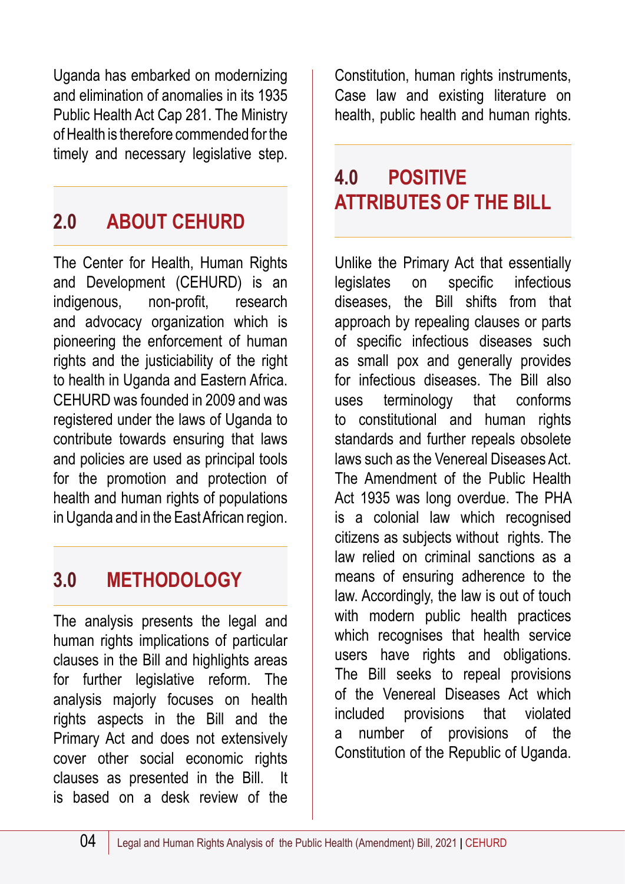Uganda has embarked on modernizing and elimination of anomalies in its 1935 Public Health Act Cap 281. The Ministry of Health is therefore commended for the timely and necessary legislative step.

## 2.0 ABOUT CEHURD

The Center for Health, Human Rights and Development (CEHURD) is an indigenous, non-profit, research and advocacy organization which is pioneering the enforcement of human rights and the justiciability of the right to health in Uganda and Eastern Africa. CEHURD was founded in 2009 and was registered under the laws of Uganda to contribute towards ensuring that laws and policies are used as principal tools for the promotion and protection of health and human rights of populations in Uganda and in the East African region.

## 3.0 METHODOLOGY

The analysis presents the legal and human rights implications of particular clauses in the Bill and highlights areas for further legislative reform. The analysis majorly focuses on health rights aspects in the Bill and the Primary Act and does not extensively cover other social economic rights clauses as presented in the Bill. It is based on a desk review of the Constitution, human rights instruments, Case law and existing literature on health, public health and human rights.

## 4.0 POSITIVE ATTRIBUTES OF THE BILL

Unlike the Primary Act that essentially legislates on specific infectious diseases, the Bill shifts from that approach by repealing clauses or parts of specific infectious diseases such as small pox and generally provides for infectious diseases. The Bill also uses terminology that conforms to constitutional and human rights standards and further repeals obsolete laws such as the Venereal Diseases Act. The Amendment of the Public Health Act 1935 was long overdue. The PHA is a colonial law which recognised citizens as subjects without rights. The law relied on criminal sanctions as a means of ensuring adherence to the law. Accordingly, the law is out of touch with modern public health practices which recognises that health service users have rights and obligations. The Bill seeks to repeal provisions of the Venereal Diseases Act which included provisions that violated a number of provisions of the Constitution of the Republic of Uganda.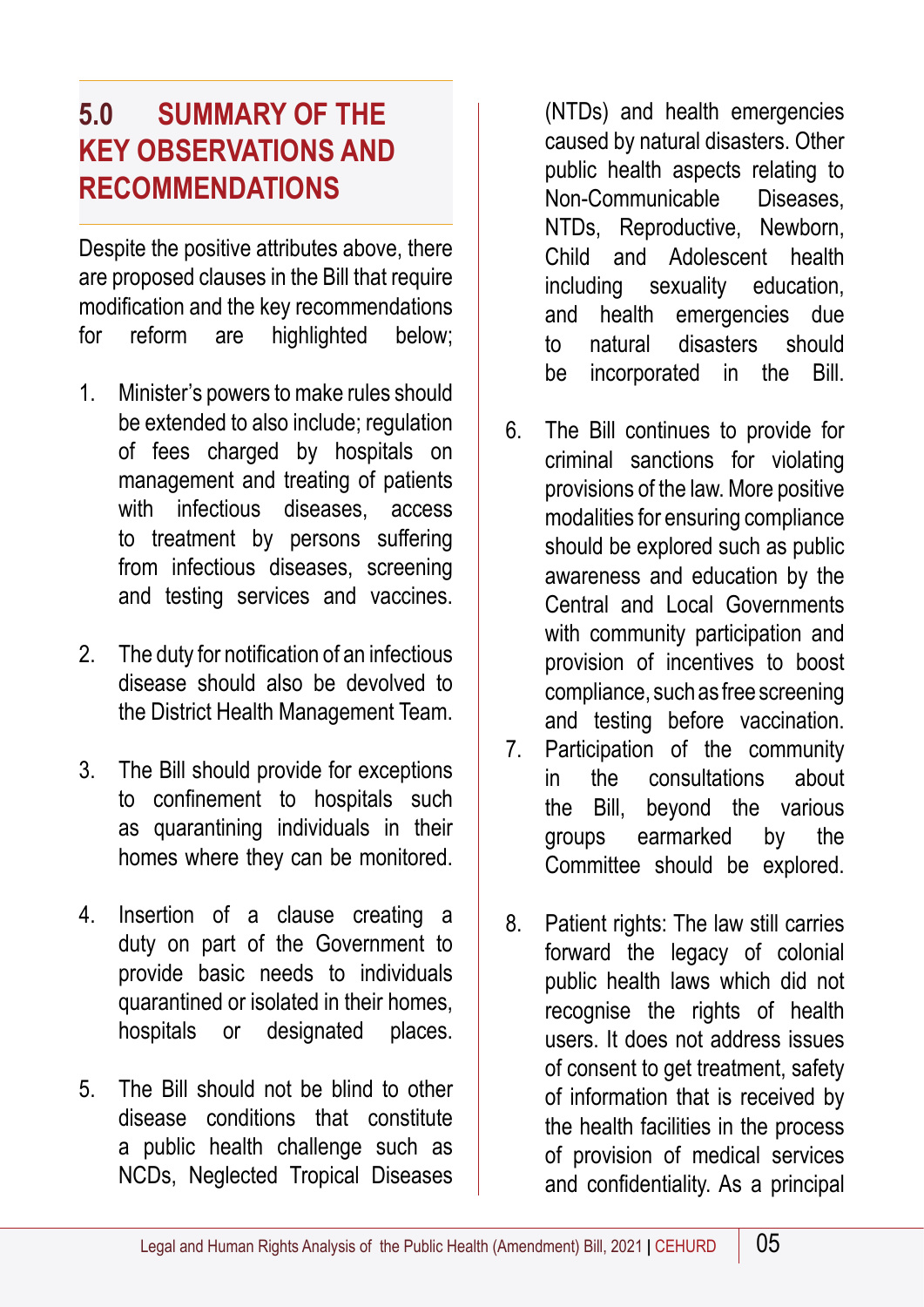## 5.0 SUMMARY OF THE KEY OBSERVATIONS AND RECOMMENDATIONS

Despite the positive attributes above, there are proposed clauses in the Bill that require modification and the key recommendations for reform are highlighted below;

1. Minister's powers to make rules should be extended to also include; regulation of fees charged by hospitals on management and treating of patients with infectious diseases, access to treatment by persons suffering from infectious diseases, screening and testing services and vaccines.

2. The duty for notification of an infectious disease should also be devolved to the District Health Management Team.

3. The Bill should provide for exceptions to confinement to hospitals such as quarantining individuals in their homes where they can be monitored.

4. Insertion of a clause creating a duty on part of the Government to provide basic needs to individuals quarantined or isolated in their homes, hospitals or designated places.

5. The Bill should not be blind to other disease conditions that constitute a public health challenge such as NCDs, Neglected Tropical Diseases (NTDs) and health emergencies caused by natural disasters. Other public health aspects relating to Non-Communicable Diseases, NTDs, Reproductive, Newborn, Child and Adolescent health including sexuality education, and health emergencies due to natural disasters should be incorporated in the Bill.

6. The Bill continues to provide for criminal sanctions for violating provisions of the law. More positive modalities for ensuring compliance should be explored such as public awareness and education by the Central and Local Governments with community participation and provision of incentives to boost compliance, such as free screening and testing before vaccination.

7. Participation of the community in the consultations about the Bill, beyond the various groups earmarked by the Committee should be explored.

8. Patient rights: The law still carries forward the legacy of colonial public health laws which did not recognise the rights of health users. It does not address issues of consent to get treatment, safety of information that is received by the health facilities in the process of provision of medical services and confidentiality. As a principal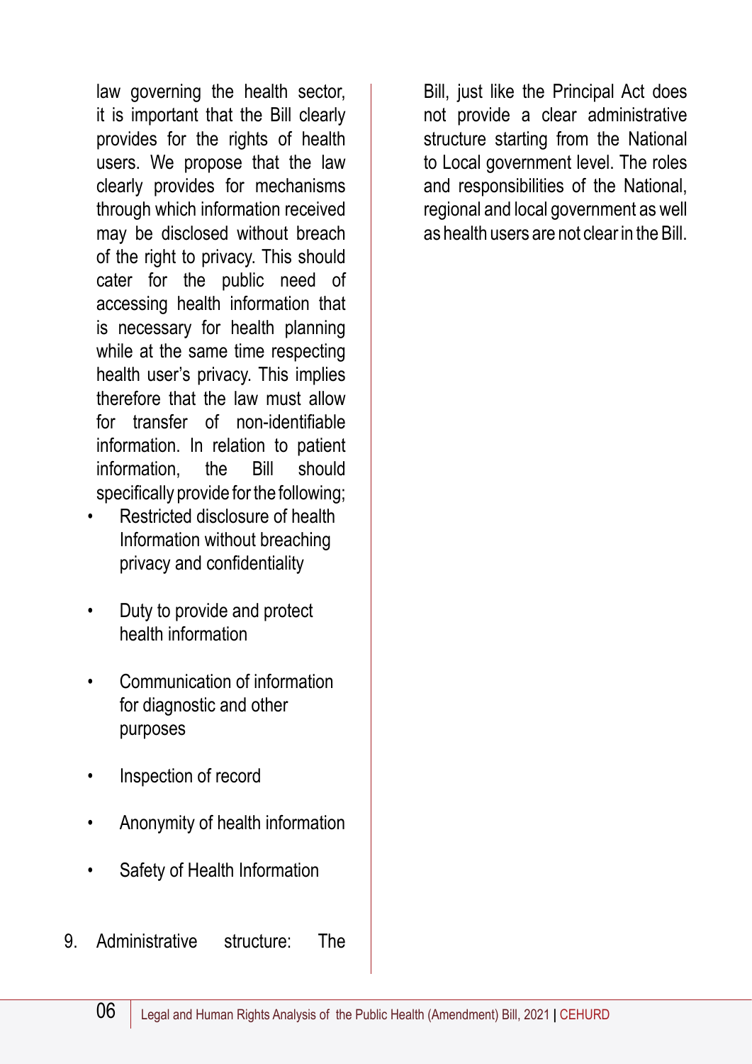law governing the health sector, it is important that the Bill clearly provides for the rights of health users. We propose that the law clearly provides for mechanisms through which information received may be disclosed without breach of the right to privacy. This should cater for the public need of accessing health information that is necessary for health planning while at the same time respecting health user's privacy. This implies therefore that the law must allow for transfer of non-identifiable information. In relation to patient information, the Bill should specifically provide for the following;

- Restricted disclosure of health Information without breaching privacy and confidentiality
- Duty to provide and protect health information
- Communication of information for diagnostic and other purposes
- Inspection of record
- Anonymity of health information
- Safety of Health Information

9. Administrative structure: The Bill, just like the Principal Act does not provide a clear administrative structure starting from the National to Local government level. The roles and responsibilities of the National, regional and local government as well as health users are not clear in the Bill.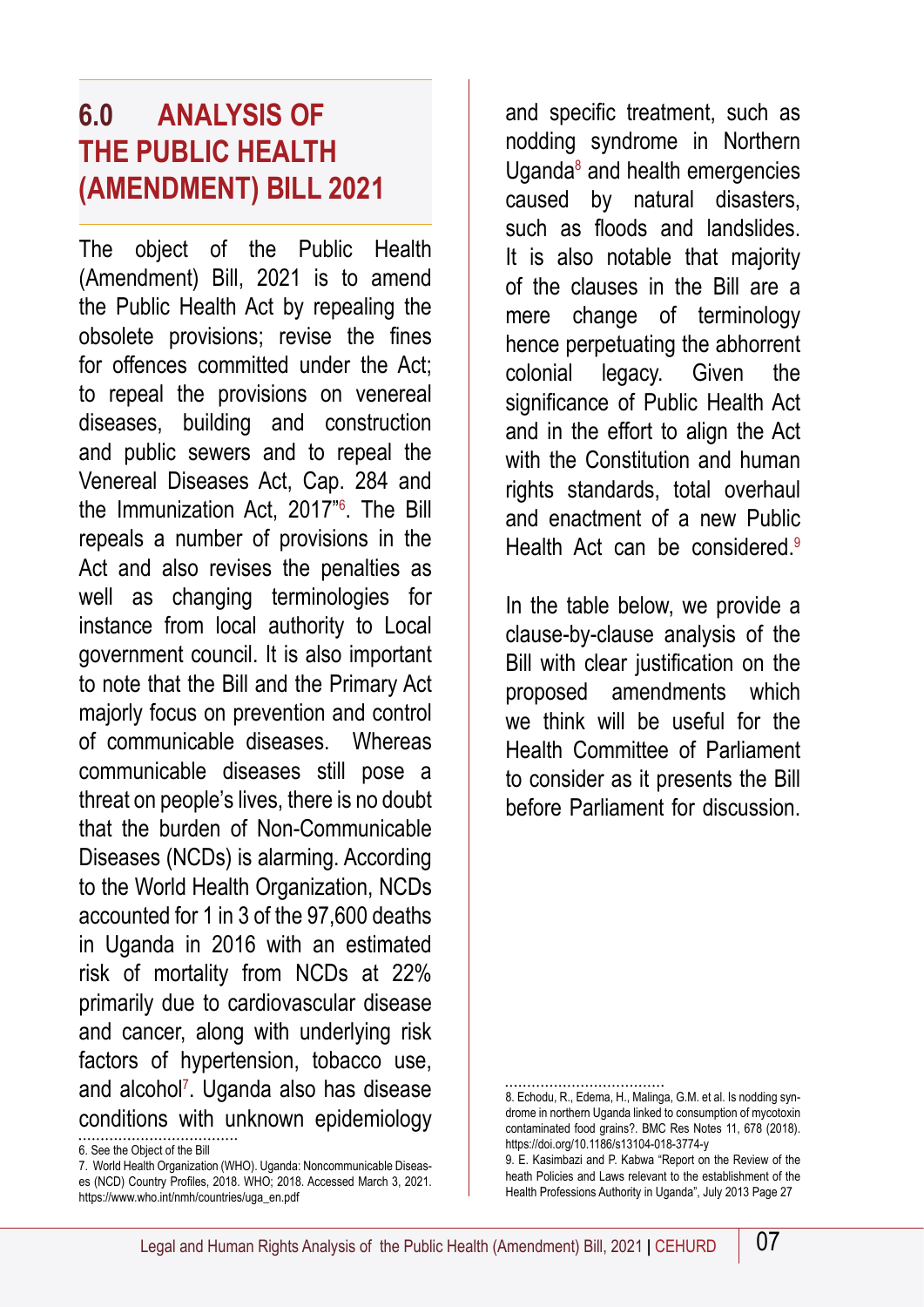# 6.0 ANALYSIS OF THE PUBLIC HEALTH (AMENDMENT) BILL 2021

The object of the Public Health (Amendment) Bill, 2021 is to amend the Public Health Act by repealing the obsolete provisions; revise the fines for offences committed under the Act; to repeal the provisions on venereal diseases, building and construction and public sewers and to repeal the Venereal Diseases Act, Cap. 284 and the Immunization Act, 2017"[6]. The Bill repeals a number of provisions in the Act and also revises the penalties as well as changing terminologies for instance from local authority to Local government council. It is also important to note that the Bill and the Primary Act majorly focus on prevention and control of communicable diseases. Whereas communicable diseases still pose a threat on people's lives, there is no doubt that the burden of Non-Communicable Diseases (NCDs) is alarming. According to the World Health Organization, NCDs accounted for 1 in 3 of the 97,600 deaths in Uganda in 2016 with an estimated risk of mortality from NCDs at 22% primarily due to cardiovascular disease and cancer, along with underlying risk factors of hypertension, tobacco use, and alcohol[7]. Uganda also has disease conditions with unknown epidemiology and specific treatment, such as nodding syndrome in Northern Uganda[8] and health emergencies caused by natural disasters, such as floods and landslides. It is also notable that majority of the clauses in the Bill are a mere change of terminology hence perpetuating the abhorrent colonial legacy. Given the significance of Public Health Act and in the effort to align the Act with the Constitution and human rights standards, total overhaul and enactment of a new Public Health Act can be considered.[9]

In the table below, we provide a clause-by-clause analysis of the Bill with clear justification on the proposed amendments which we think will be useful for the Health Committee of Parliament to consider as it presents the Bill before Parliament for discussion.

---

6. See the Object of the Bill

7. World Health Organization (WHO). Uganda: Noncommunicable Diseases (NCD) Country Profiles, 2018. WHO; 2018. Accessed March 3, 2021. https://www.who.int/nmh/countries/uga_en.pdf

8. Echodu, R., Edema, H., Malinga, G.M. et al. Is nodding syndrome in northern Uganda linked to consumption of mycotoxin contaminated food grains?. BMC Res Notes 11, 678 (2018). https://doi.org/10.1186/s13104-018-3774-y

9. E. Kasimbazi and P. Kabwa "Report on the Review of the heath Policies and Laws relevant to the establishment of the Health Professions Authority in Uganda", July 2013 Page 27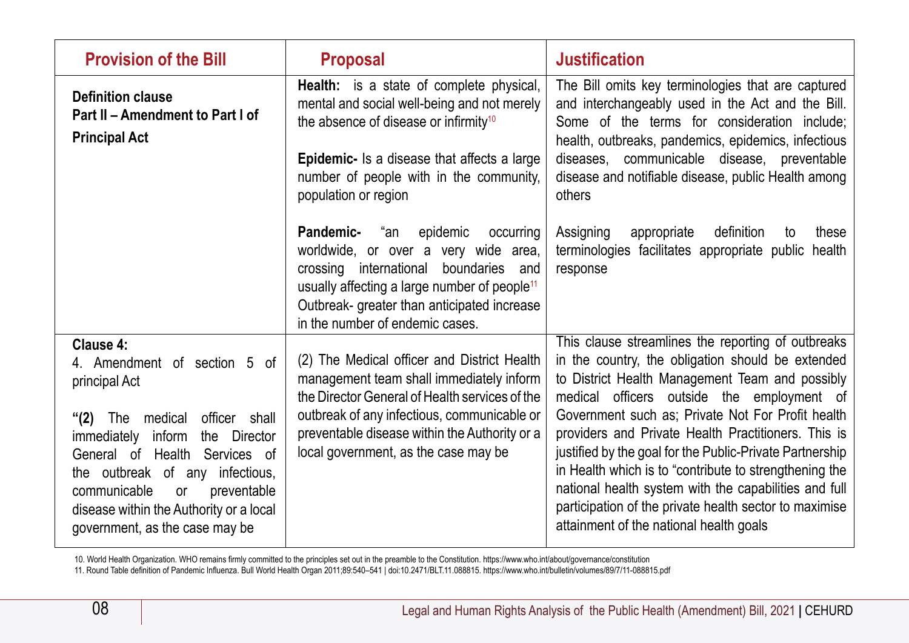| Provision of the Bill | Proposal | Justification |
|---|---|---|
| **Definition clause**<br>**Part II – Amendment to Part I of Principal Act** | **Health:** is a state of complete physical, mental and social well-being and not merely the absence of disease or infirmity[10]<br><br>**Epidemic-** Is a disease that affects a large number of people with in the community, population or region<br><br>**Pandemic-** "an epidemic occurring worldwide, or over a very wide area, crossing international boundaries and usually affecting a large number of people[11]<br>Outbreak- greater than anticipated increase in the number of endemic cases. | The Bill omits key terminologies that are captured and interchangeably used in the Act and the Bill. Some of the terms for consideration include; health, outbreaks, pandemics, epidemics, infectious diseases, communicable disease, preventable disease and notifiable disease, public Health among others<br><br>Assigning appropriate definition to these terminologies facilitates appropriate public health response |
| **Clause 4:**<br>4. Amendment of section 5 of principal Act<br><br>**"(2)** The medical officer shall immediately inform the Director General of Health Services of the outbreak of any infectious, communicable or preventable disease within the Authority or a local government, as the case may be | (2) The Medical officer and District Health management team shall immediately inform the Director General of Health services of the outbreak of any infectious, communicable or preventable disease within the Authority or a local government, as the case may be | This clause streamlines the reporting of outbreaks in the country, the obligation should be extended to District Health Management Team and possibly medical officers outside the employment of Government such as; Private Not For Profit health providers and Private Health Practitioners. This is justified by the goal for the Public-Private Partnership in Health which is to "contribute to strengthening the national health system with the capabilities and full participation of the private health sector to maximise attainment of the national health goals |

10. World Health Organization. WHO remains firmly committed to the principles set out in the preamble to the Constitution. https://www.who.int/about/governance/constitution

11. Round Table definition of Pandemic Influenza. Bull World Health Organ 2011;89:540–541 | doi:10.2471/BLT.11.088815. https://www.who.int/bulletin/volumes/89/7/11-088815.pdf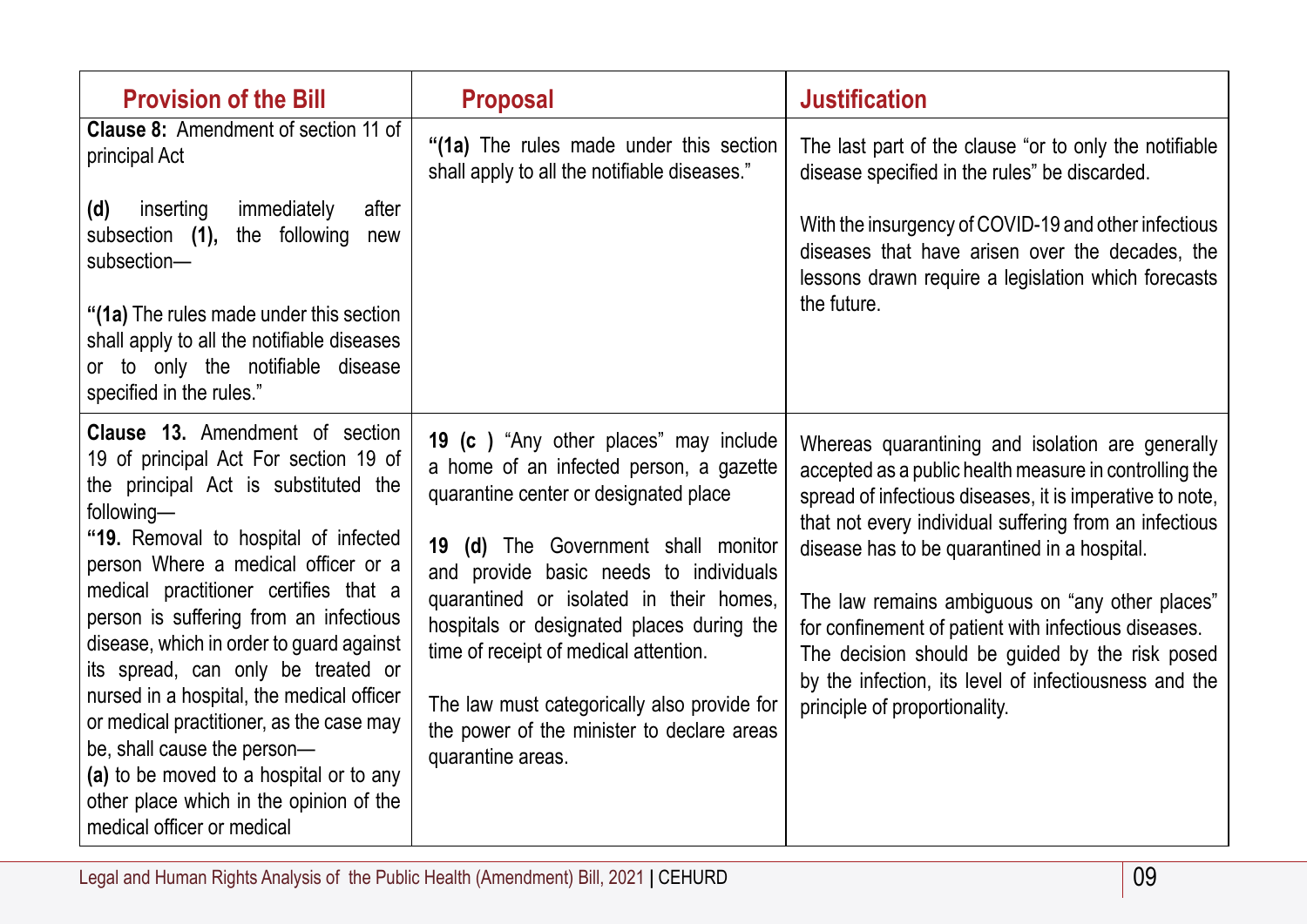| Provision of the Bill | Proposal | Justification |
|---|---|---|
| **Clause 8:** Amendment of section 11 of principal Act<br><br>**(d)** inserting immediately after subsection **(1),** the following new subsection—<br><br>**"(1a)** The rules made under this section shall apply to all the notifiable diseases or to only the notifiable disease specified in the rules." | **"(1a)** The rules made under this section shall apply to all the notifiable diseases." | The last part of the clause "or to only the notifiable disease specified in the rules" be discarded.<br><br>With the insurgency of COVID-19 and other infectious diseases that have arisen over the decades, the lessons drawn require a legislation which forecasts the future. |
| **Clause 13.** Amendment of section 19 of principal Act For section 19 of the principal Act is substituted the following—<br>**"19.** Removal to hospital of infected person Where a medical officer or a medical practitioner certifies that a person is suffering from an infectious disease, which in order to guard against its spread, can only be treated or nursed in a hospital, the medical officer or medical practitioner, as the case may be, shall cause the person—<br>**(a)** to be moved to a hospital or to any other place which in the opinion of the medical officer or medical | **19 (c )** "Any other places" may include a home of an infected person, a gazette quarantine center or designated place<br><br>**19 (d)** The Government shall monitor and provide basic needs to individuals quarantined or isolated in their homes, hospitals or designated places during the time of receipt of medical attention.<br><br>The law must categorically also provide for the power of the minister to declare areas quarantine areas. | Whereas quarantining and isolation are generally accepted as a public health measure in controlling the spread of infectious diseases, it is imperative to note, that not every individual suffering from an infectious disease has to be quarantined in a hospital.<br><br>The law remains ambiguous on "any other places" for confinement of patient with infectious diseases. The decision should be guided by the risk posed by the infection, its level of infectiousness and the principle of proportionality. |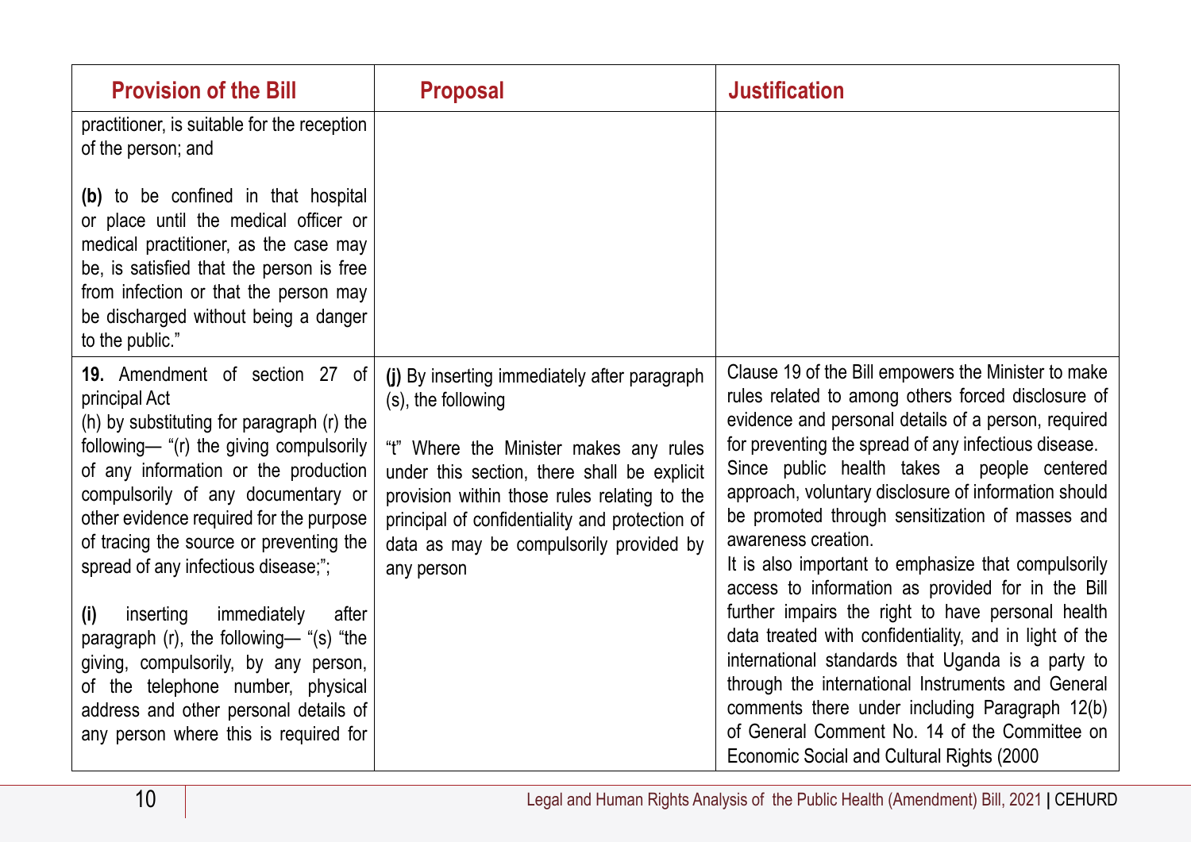| Provision of the Bill | Proposal | Justification |
|---|---|---|
| practitioner, is suitable for the reception of the person; and<br><br>**(b)** to be confined in that hospital or place until the medical officer or medical practitioner, as the case may be, is satisfied that the person is free from infection or that the person may be discharged without being a danger to the public." | | |
| **19.** Amendment of section 27 of principal Act<br>(h) by substituting for paragraph (r) the following— "(r) the giving compulsorily of any information or the production compulsorily of any documentary or other evidence required for the purpose of tracing the source or preventing the spread of any infectious disease;";<br><br>**(i)** inserting immediately after paragraph (r), the following— "(s) "the giving, compulsorily, by any person, of the telephone number, physical address and other personal details of any person where this is required for | **(j)** By inserting immediately after paragraph (s), the following<br><br>"t" Where the Minister makes any rules under this section, there shall be explicit provision within those rules relating to the principal of confidentiality and protection of data as may be compulsorily provided by any person | Clause 19 of the Bill empowers the Minister to make rules related to among others forced disclosure of evidence and personal details of a person, required for preventing the spread of any infectious disease.<br>Since public health takes a people centered approach, voluntary disclosure of information should be promoted through sensitization of masses and awareness creation.<br>It is also important to emphasize that compulsorily access to information as provided for in the Bill further impairs the right to have personal health data treated with confidentiality, and in light of the international standards that Uganda is a party to through the international Instruments and General comments there under including Paragraph 12(b) of General Comment No. 14 of the Committee on Economic Social and Cultural Rights (2000 |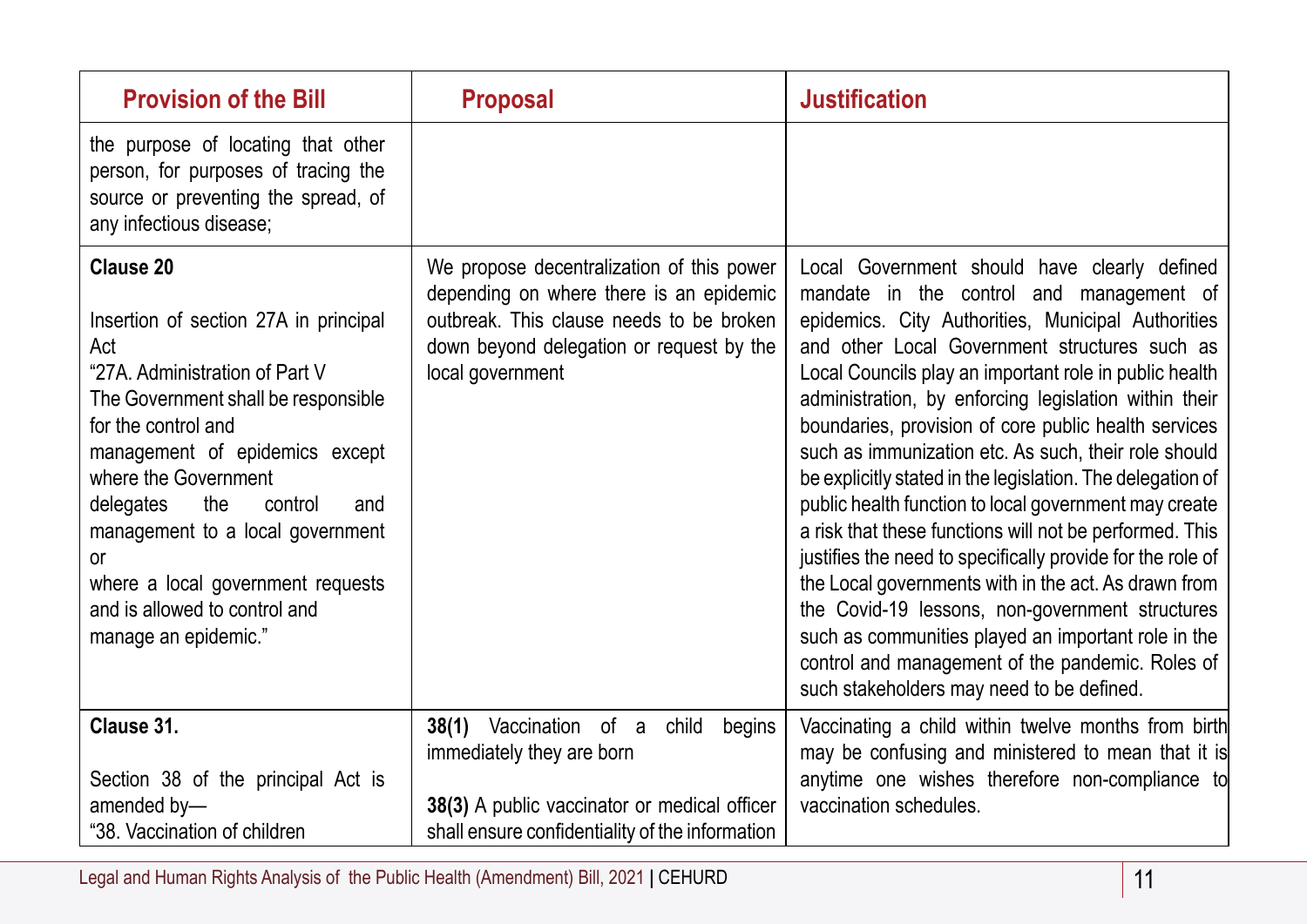| Provision of the Bill | Proposal | Justification |
|---|---|---|
| the purpose of locating that other person, for purposes of tracing the source or preventing the spread, of any infectious disease; | | |
| **Clause 20**<br><br>Insertion of section 27A in principal Act<br>"27A. Administration of Part V<br>The Government shall be responsible for the control and management of epidemics except where the Government delegates the control and management to a local government or where a local government requests and is allowed to control and manage an epidemic." | We propose decentralization of this power depending on where there is an epidemic outbreak. This clause needs to be broken down beyond delegation or request by the local government | Local Government should have clearly defined mandate in the control and management of epidemics. City Authorities, Municipal Authorities and other Local Government structures such as Local Councils play an important role in public health administration, by enforcing legislation within their boundaries, provision of core public health services such as immunization etc. As such, their role should be explicitly stated in the legislation. The delegation of public health function to local government may create a risk that these functions will not be performed. This justifies the need to specifically provide for the role of the Local governments with in the act. As drawn from the Covid-19 lessons, non-government structures such as communities played an important role in the control and management of the pandemic. Roles of such stakeholders may need to be defined. |
| **Clause 31.**<br><br>Section 38 of the principal Act is amended by—<br>"38. Vaccination of children | **38(1)** Vaccination of a child begins immediately they are born<br><br>**38(3)** A public vaccinator or medical officer shall ensure confidentiality of the information | Vaccinating a child within twelve months from birth may be confusing and ministered to mean that it is anytime one wishes therefore non-compliance to vaccination schedules. |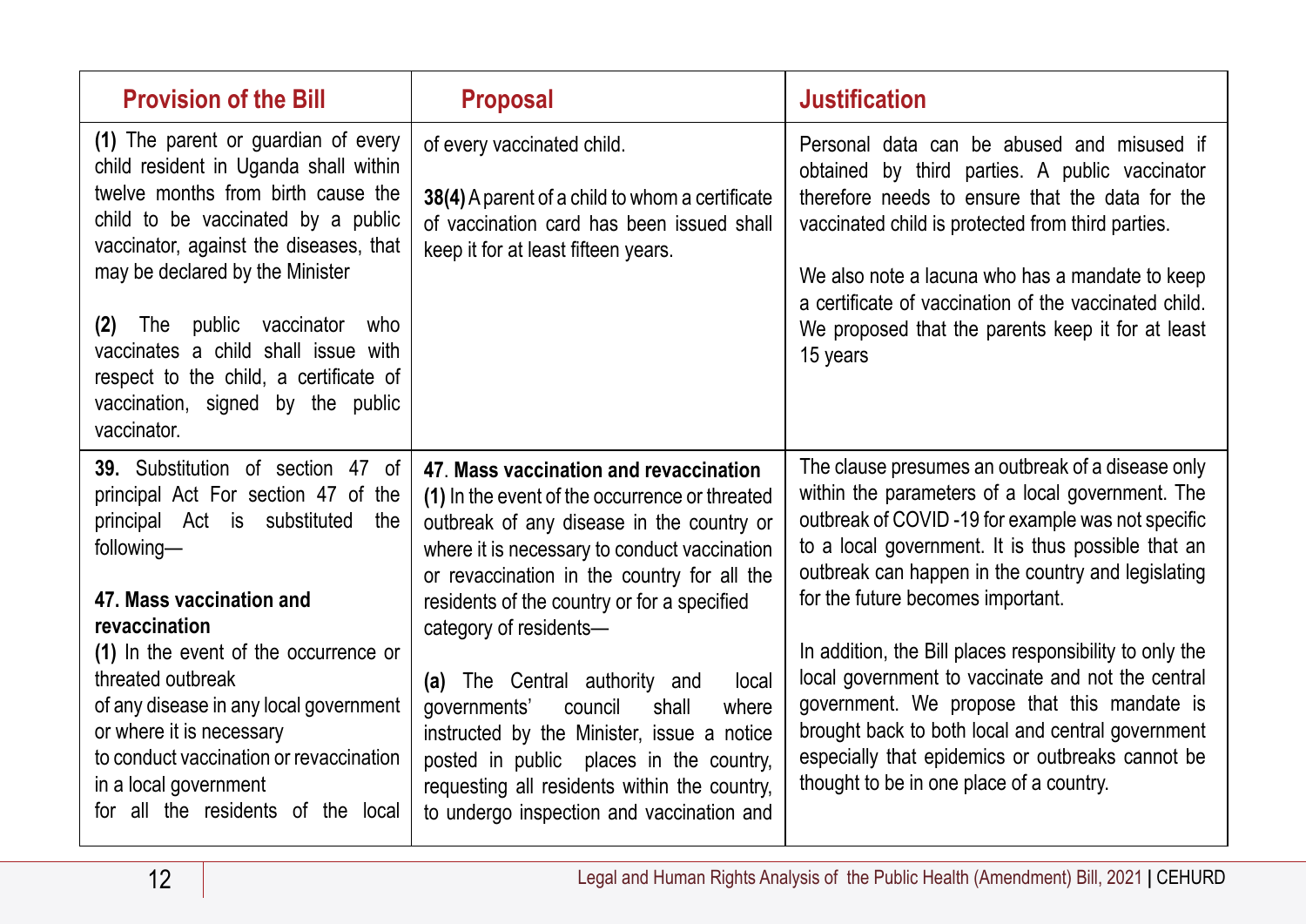| Provision of the Bill | Proposal | Justification |
|---|---|---|
| **(1)** The parent or guardian of every child resident in Uganda shall within twelve months from birth cause the child to be vaccinated by a public vaccinator, against the diseases, that may be declared by the Minister<br><br>**(2)** The public vaccinator who vaccinates a child shall issue with respect to the child, a certificate of vaccination, signed by the public vaccinator. | of every vaccinated child.<br><br>**38(4)** A parent of a child to whom a certificate of vaccination card has been issued shall keep it for at least fifteen years. | Personal data can be abused and misused if obtained by third parties. A public vaccinator therefore needs to ensure that the data for the vaccinated child is protected from third parties.<br><br>We also note a lacuna who has a mandate to keep a certificate of vaccination of the vaccinated child. We proposed that the parents keep it for at least 15 years |
| **39.** Substitution of section 47 of principal Act For section 47 of the principal Act is substituted the following—<br><br>**47. Mass vaccination and revaccination**<br>**(1)** In the event of the occurrence or threated outbreak of any disease in any local government or where it is necessary to conduct vaccination or revaccination in a local government for all the residents of the local | 47. **Mass vaccination and revaccination**<br>**(1)** In the event of the occurrence or threated outbreak of any disease in the country or where it is necessary to conduct vaccination or revaccination in the country for all the residents of the country or for a specified category of residents—<br><br>**(a)** The Central authority and local governments' council shall where instructed by the Minister, issue a notice posted in public places in the country, requesting all residents within the country, to undergo inspection and vaccination and | The clause presumes an outbreak of a disease only within the parameters of a local government. The outbreak of COVID -19 for example was not specific to a local government. It is thus possible that an outbreak can happen in the country and legislating for the future becomes important.<br><br>In addition, the Bill places responsibility to only the local government to vaccinate and not the central government. We propose that this mandate is brought back to both local and central government especially that epidemics or outbreaks cannot be thought to be in one place of a country. |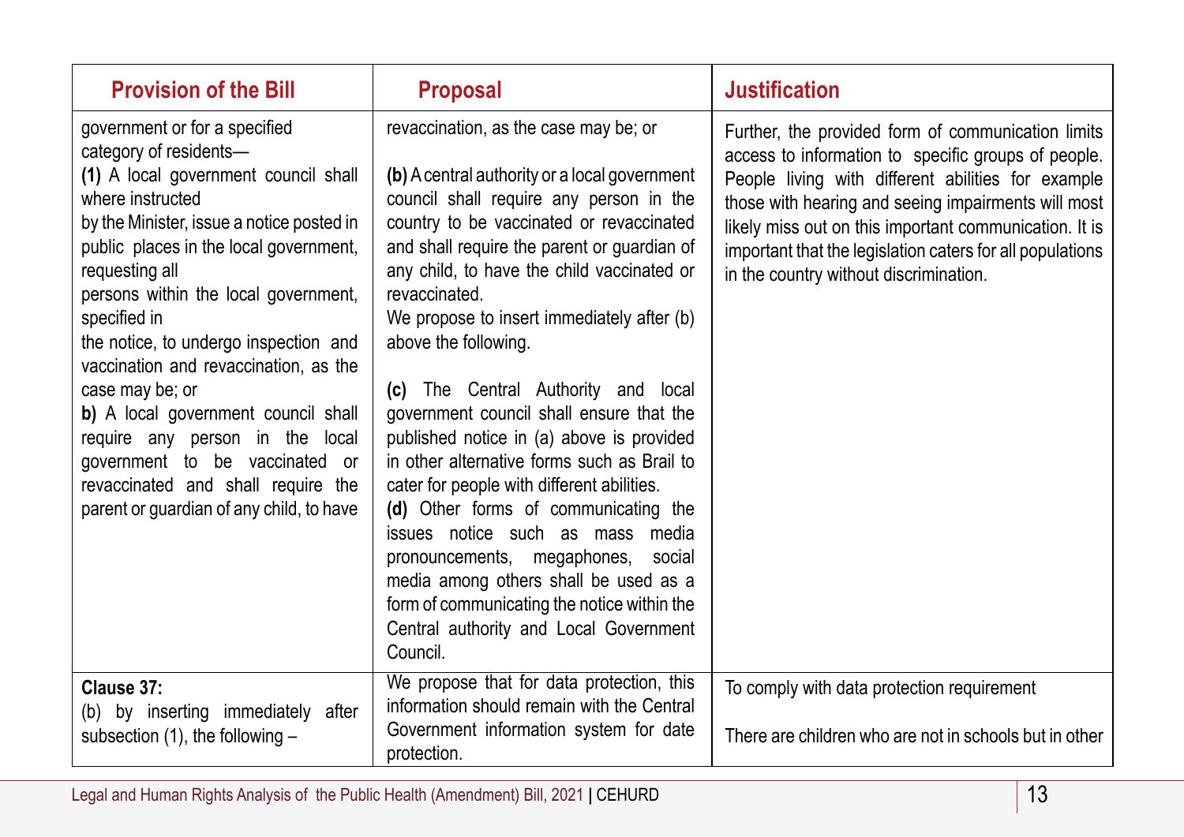| Provision of the Bill | Proposal | Justification |
|---|---|---|
| government or for a specified category of residents— **(1)** A local government council shall where instructed by the Minister, issue a notice posted in public places in the local government, requesting all persons within the local government, specified in the notice, to undergo inspection and vaccination and revaccination, as the case may be; or **b)** A local government council shall require any person in the local government to be vaccinated or revaccinated and shall require the parent or guardian of any child, to have | revaccination, as the case may be; or<br><br>**(b)** A central authority or a local government council shall require any person in the country to be vaccinated or revaccinated and shall require the parent or guardian of any child, to have the child vaccinated or revaccinated.<br>We propose to insert immediately after (b) above the following.<br><br>**(c)** The Central Authority and local government council shall ensure that the published notice in (a) above is provided in other alternative forms such as Brail to cater for people with different abilities.<br>**(d)** Other forms of communicating the issues notice such as mass media pronouncements, megaphones, social media among others shall be used as a form of communicating the notice within the Central authority and Local Government Council. | Further, the provided form of communication limits access to information to specific groups of people. People living with different abilities for example those with hearing and seeing impairments will most likely miss out on this important communication. It is important that the legislation caters for all populations in the country without discrimination. |
| **Clause 37:**<br>(b) by inserting immediately after subsection (1), the following – | We propose that for data protection, this information should remain with the Central Government information system for date protection. | To comply with data protection requirement<br><br>There are children who are not in schools but in other |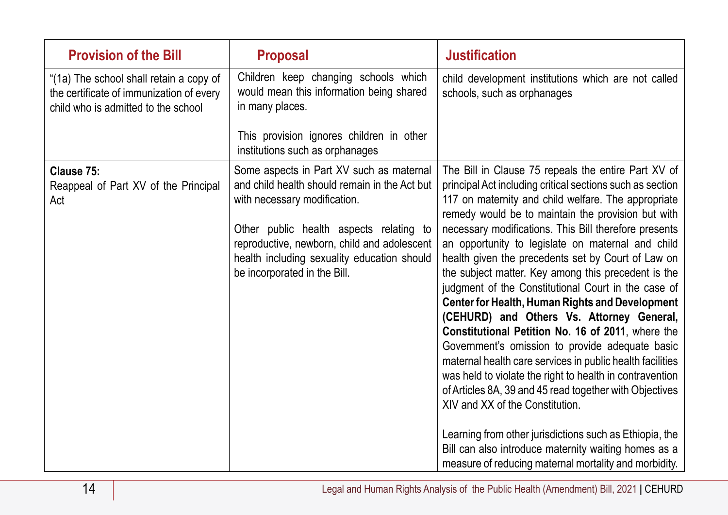| Provision of the Bill | Proposal | Justification |
| --- | --- | --- |
| "(1a) The school shall retain a copy of the certificate of immunization of every child who is admitted to the school | Children keep changing schools which would mean this information being shared in many places.<br><br>This provision ignores children in other institutions such as orphanages | child development institutions which are not called schools, such as orphanages |
| **Clause 75:**<br>Reappeal of Part XV of the Principal Act | Some aspects in Part XV such as maternal and child health should remain in the Act but with necessary modification.<br><br>Other public health aspects relating to reproductive, newborn, child and adolescent health including sexuality education should be incorporated in the Bill. | The Bill in Clause 75 repeals the entire Part XV of principal Act including critical sections such as section 117 on maternity and child welfare. The appropriate remedy would be to maintain the provision but with necessary modifications. This Bill therefore presents an opportunity to legislate on maternal and child health given the precedents set by Court of Law on the subject matter. Key among this precedent is the judgment of the Constitutional Court in the case of **Center for Health, Human Rights and Development (CEHURD) and Others Vs. Attorney General, Constitutional Petition No. 16 of 2011**, where the Government's omission to provide adequate basic maternal health care services in public health facilities was held to violate the right to health in contravention of Articles 8A, 39 and 45 read together with Objectives XIV and XX of the Constitution.<br><br>Learning from other jurisdictions such as Ethiopia, the Bill can also introduce maternity waiting homes as a measure of reducing maternal mortality and morbidity. |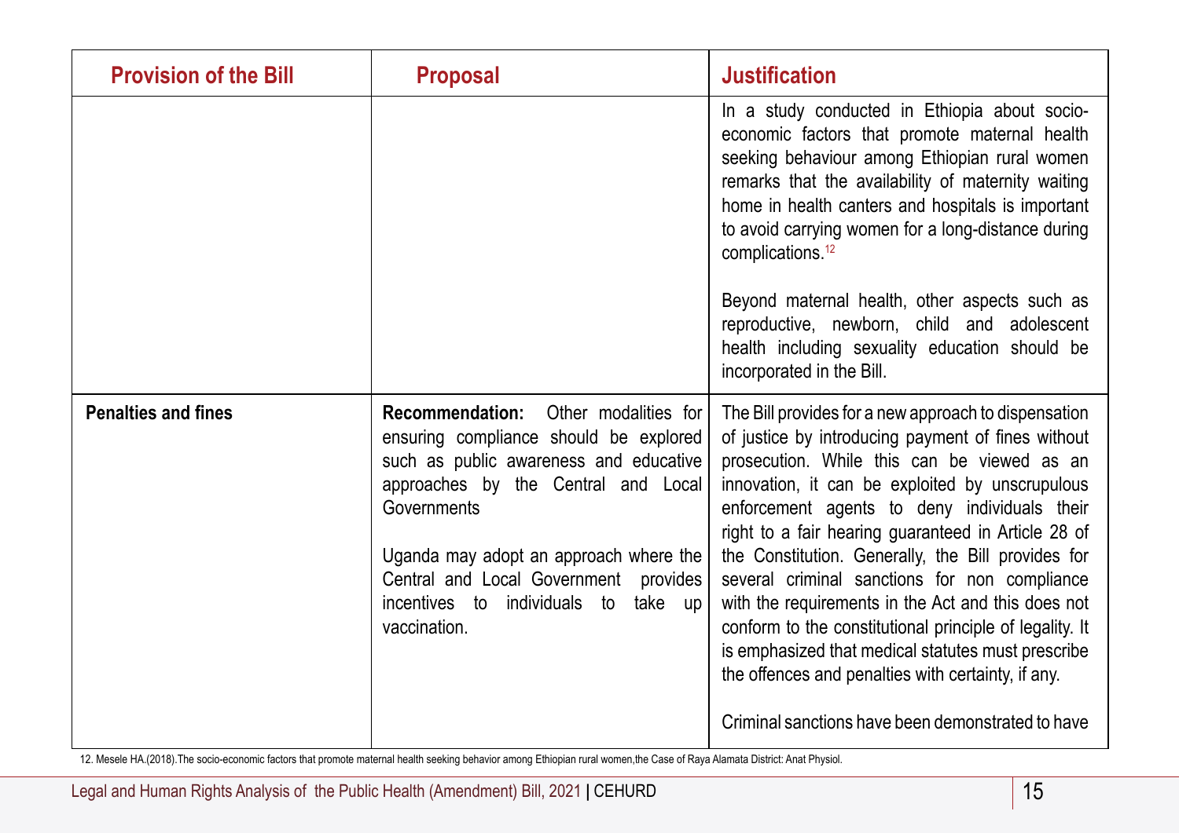| Provision of the Bill | Proposal | Justification |
|---|---|---|
| | | In a study conducted in Ethiopia about socio-economic factors that promote maternal health seeking behaviour among Ethiopian rural women remarks that the availability of maternity waiting home in health canters and hospitals is important to avoid carrying women for a long-distance during complications.[12]<br><br>Beyond maternal health, other aspects such as reproductive, newborn, child and adolescent health including sexuality education should be incorporated in the Bill. |
| **Penalties and fines** | **Recommendation:** Other modalities for ensuring compliance should be explored such as public awareness and educative approaches by the Central and Local Governments<br><br>Uganda may adopt an approach where the Central and Local Government provides incentives to individuals to take up vaccination. | The Bill provides for a new approach to dispensation of justice by introducing payment of fines without prosecution. While this can be viewed as an innovation, it can be exploited by unscrupulous enforcement agents to deny individuals their right to a fair hearing guaranteed in Article 28 of the Constitution. Generally, the Bill provides for several criminal sanctions for non compliance with the requirements in the Act and this does not conform to the constitutional principle of legality. It is emphasized that medical statutes must prescribe the offences and penalties with certainty, if any.<br><br>Criminal sanctions have been demonstrated to have |

12. Mesele HA.(2018).The socio-economic factors that promote maternal health seeking behavior among Ethiopian rural women,the Case of Raya Alamata District: Anat Physiol.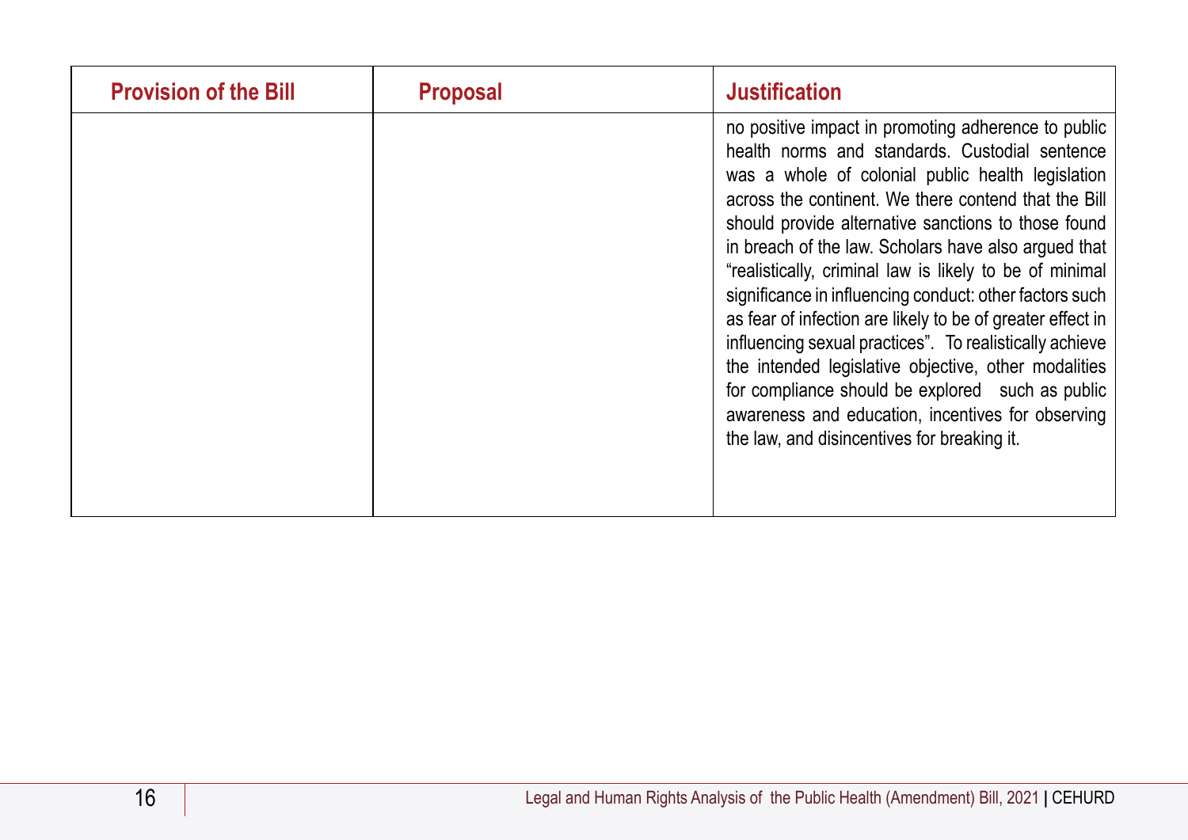| Provision of the Bill | Proposal | Justification |
|---|---|---|
| | | no positive impact in promoting adherence to public health norms and standards. Custodial sentence was a whole of colonial public health legislation across the continent. We there contend that the Bill should provide alternative sanctions to those found in breach of the law. Scholars have also argued that "realistically, criminal law is likely to be of minimal significance in influencing conduct: other factors such as fear of infection are likely to be of greater effect in influencing sexual practices". To realistically achieve the intended legislative objective, other modalities for compliance should be explored such as public awareness and education, incentives for observing the law, and disincentives for breaking it. |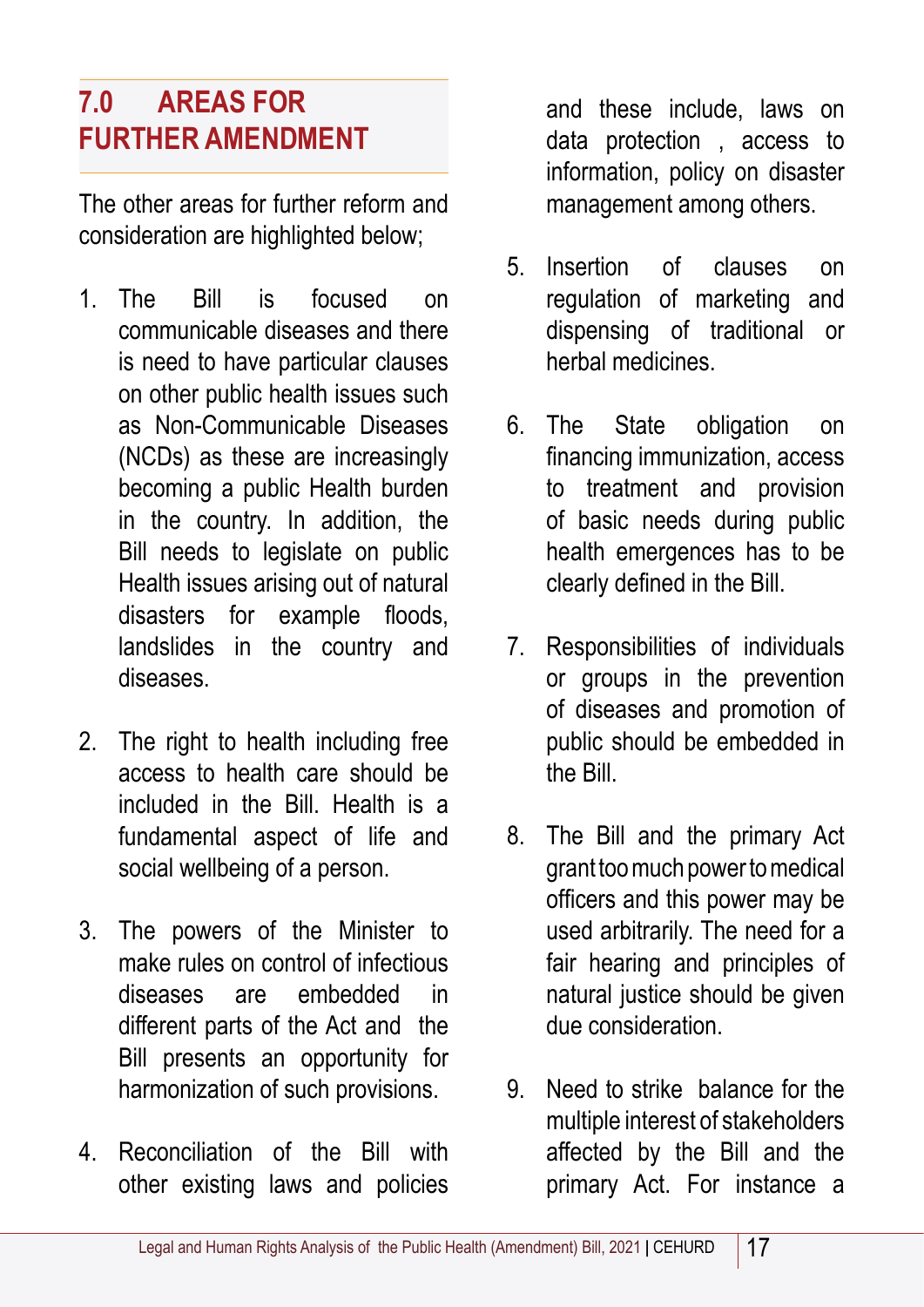## 7.0 AREAS FOR FURTHER AMENDMENT

The other areas for further reform and consideration are highlighted below;

1. The Bill is focused on communicable diseases and there is need to have particular clauses on other public health issues such as Non-Communicable Diseases (NCDs) as these are increasingly becoming a public Health burden in the country. In addition, the Bill needs to legislate on public Health issues arising out of natural disasters for example floods, landslides in the country and diseases.

2. The right to health including free access to health care should be included in the Bill. Health is a fundamental aspect of life and social wellbeing of a person.

3. The powers of the Minister to make rules on control of infectious diseases are embedded in different parts of the Act and the Bill presents an opportunity for harmonization of such provisions.

4. Reconciliation of the Bill with other existing laws and policies and these include, laws on data protection , access to information, policy on disaster management among others.

5. Insertion of clauses on regulation of marketing and dispensing of traditional or herbal medicines.

6. The State obligation on financing immunization, access to treatment and provision of basic needs during public health emergences has to be clearly defined in the Bill.

7. Responsibilities of individuals or groups in the prevention of diseases and promotion of public should be embedded in the Bill.

8. The Bill and the primary Act grant too much power to medical officers and this power may be used arbitrarily. The need for a fair hearing and principles of natural justice should be given due consideration.

9. Need to strike balance for the multiple interest of stakeholders affected by the Bill and the primary Act. For instance a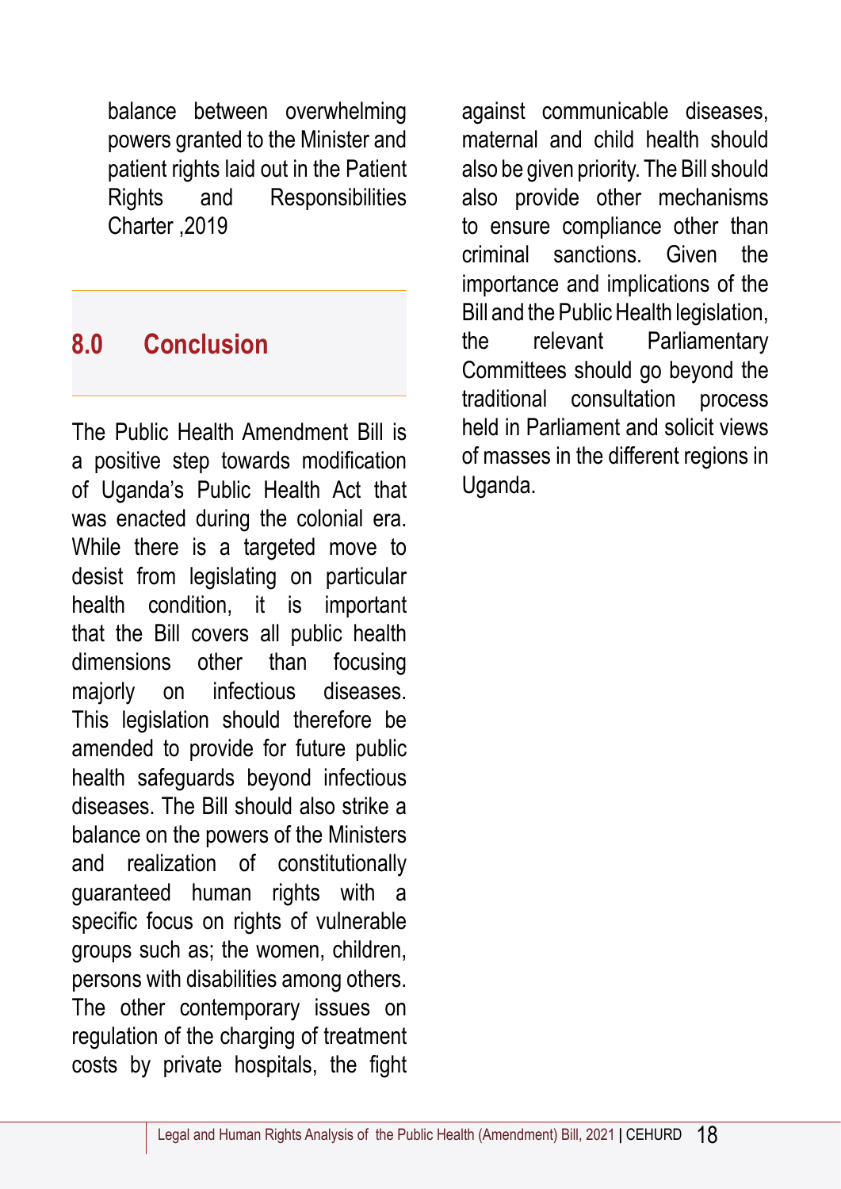balance between overwhelming powers granted to the Minister and patient rights laid out in the Patient Rights and Responsibilities Charter ,2019

## 8.0 Conclusion

The Public Health Amendment Bill is a positive step towards modification of Uganda's Public Health Act that was enacted during the colonial era. While there is a targeted move to desist from legislating on particular health condition, it is important that the Bill covers all public health dimensions other than focusing majorly on infectious diseases. This legislation should therefore be amended to provide for future public health safeguards beyond infectious diseases. The Bill should also strike a balance on the powers of the Ministers and realization of constitutionally guaranteed human rights with a specific focus on rights of vulnerable groups such as; the women, children, persons with disabilities among others. The other contemporary issues on regulation of the charging of treatment costs by private hospitals, the fight against communicable diseases, maternal and child health should also be given priority. The Bill should also provide other mechanisms to ensure compliance other than criminal sanctions. Given the importance and implications of the Bill and the Public Health legislation, the relevant Parliamentary Committees should go beyond the traditional consultation process held in Parliament and solicit views of masses in the different regions in Uganda.